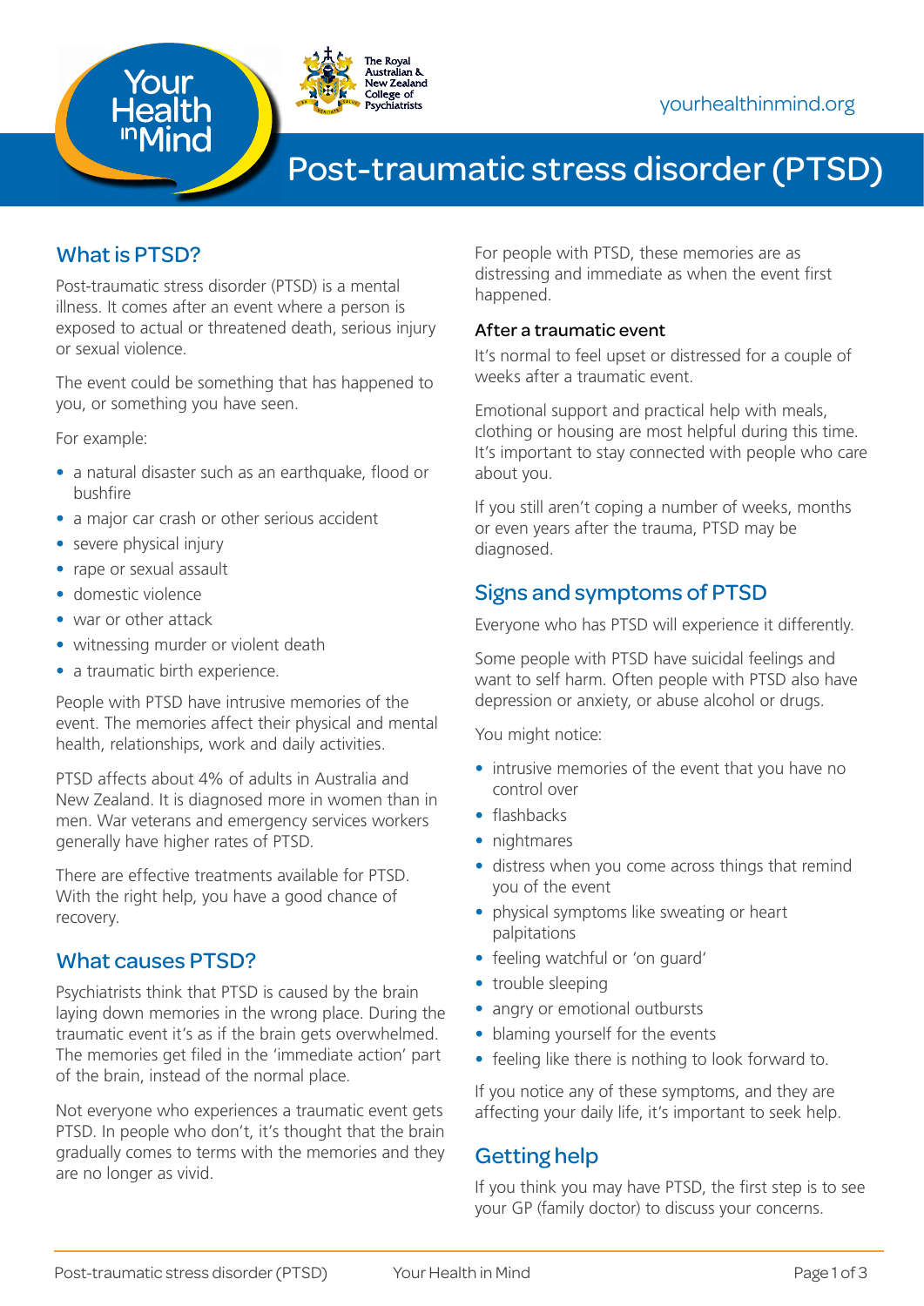yourhealthinmind.org

# Post-traumatic stress disorder (PTSD)

## What is PTSD?

Post-traumatic stress disorder (PTSD) is a mental illness. It comes after an event where a person is exposed to actual or threatened death, serious injury or sexual violence.

The event could be something that has happened to you, or something you have seen.

For example:

- a natural disaster such as an earthquake, flood or bushfire
- a major car crash or other serious accident
- severe physical injury
- rape or sexual assault
- domestic violence
- war or other attack
- witnessing murder or violent death
- a traumatic birth experience.

People with PTSD have intrusive memories of the event. The memories affect their physical and mental health, relationships, work and daily activities.

PTSD affects about 4% of adults in Australia and New Zealand. It is diagnosed more in women than in men. War veterans and emergency services workers generally have higher rates of PTSD.

There are effective treatments available for PTSD. With the right help, you have a good chance of recovery.

## What causes PTSD?

Psychiatrists think that PTSD is caused by the brain laying down memories in the wrong place. During the traumatic event it's as if the brain gets overwhelmed. The memories get filed in the 'immediate action' part of the brain, instead of the normal place.

Not everyone who experiences a traumatic event gets PTSD. In people who don't, it's thought that the brain gradually comes to terms with the memories and they are no longer as vivid.

For people with PTSD, these memories are as distressing and immediate as when the event first happened.

### After a traumatic event

It's normal to feel upset or distressed for a couple of weeks after a traumatic event.

Emotional support and practical help with meals, clothing or housing are most helpful during this time. It's important to stay connected with people who care about you.

If you still aren't coping a number of weeks, months or even years after the trauma, PTSD may be diagnosed.

## Signs and symptoms of PTSD

Everyone who has PTSD will experience it differently.

Some people with PTSD have suicidal feelings and want to self harm. Often people with PTSD also have depression or anxiety, or abuse alcohol or drugs.

You might notice:

- intrusive memories of the event that you have no control over
- flashbacks
- nightmares
- distress when you come across things that remind you of the event
- physical symptoms like sweating or heart palpitations
- feeling watchful or 'on guard'
- trouble sleeping
- angry or emotional outbursts
- blaming yourself for the events
- feeling like there is nothing to look forward to.

If you notice any of these symptoms, and they are affecting your daily life, it's important to seek help.

## Getting help

If you think you may have PTSD, the first step is to see your GP (family doctor) to discuss your concerns.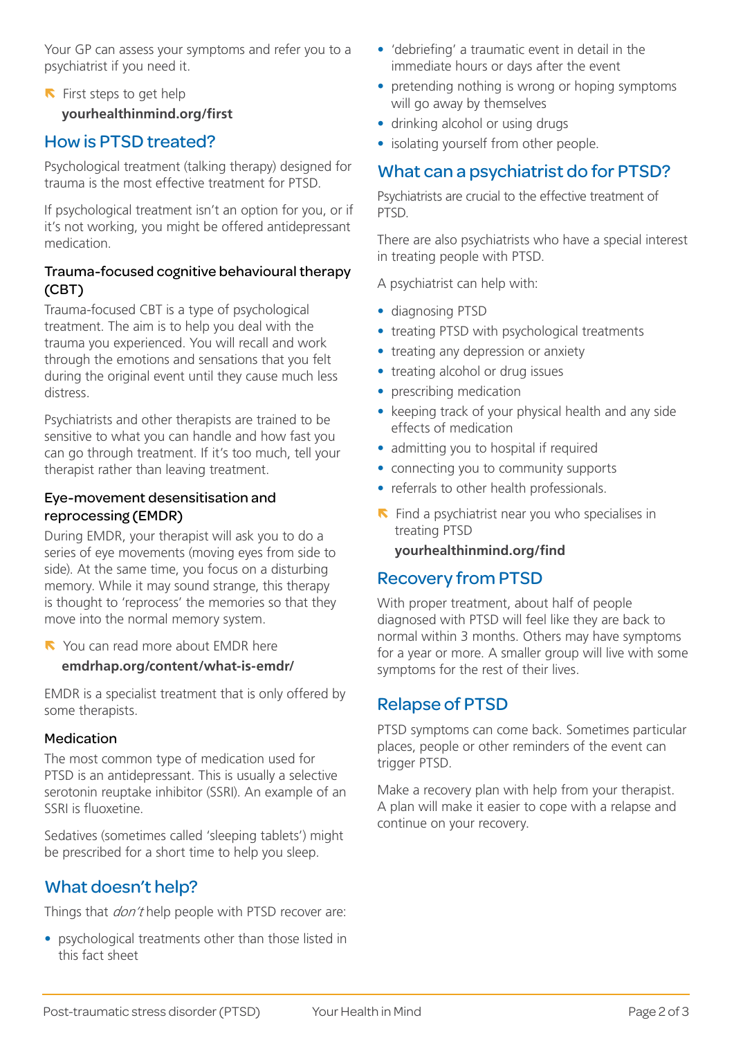Your GP can assess your symptoms and refer you to a psychiatrist if you need it.

First steps to get help
**yourhealthinmind.org/first**

## How is PTSD treated?

Psychological treatment (talking therapy) designed for trauma is the most effective treatment for PTSD.

If psychological treatment isn't an option for you, or if it's not working, you might be offered antidepressant medication.

### Trauma-focused cognitive behavioural therapy (CBT)

Trauma-focused CBT is a type of psychological treatment. The aim is to help you deal with the trauma you experienced. You will recall and work through the emotions and sensations that you felt during the original event until they cause much less distress.

Psychiatrists and other therapists are trained to be sensitive to what you can handle and how fast you can go through treatment. If it's too much, tell your therapist rather than leaving treatment.

### Eye-movement desensitisation and reprocessing (EMDR)

During EMDR, your therapist will ask you to do a series of eye movements (moving eyes from side to side). At the same time, you focus on a disturbing memory. While it may sound strange, this therapy is thought to 'reprocess' the memories so that they move into the normal memory system.

You can read more about EMDR here
**emdrhap.org/content/what-is-emdr/**

EMDR is a specialist treatment that is only offered by some therapists.

### Medication

The most common type of medication used for PTSD is an antidepressant. This is usually a selective serotonin reuptake inhibitor (SSRI). An example of an SSRI is fluoxetine.

Sedatives (sometimes called 'sleeping tablets') might be prescribed for a short time to help you sleep.

## What doesn't help?

Things that *don't* help people with PTSD recover are:

- psychological treatments other than those listed in this fact sheet
- 'debriefing' a traumatic event in detail in the immediate hours or days after the event
- pretending nothing is wrong or hoping symptoms will go away by themselves
- drinking alcohol or using drugs
- isolating yourself from other people.

## What can a psychiatrist do for PTSD?

Psychiatrists are crucial to the effective treatment of PTSD.

There are also psychiatrists who have a special interest in treating people with PTSD.

A psychiatrist can help with:

- diagnosing PTSD
- treating PTSD with psychological treatments
- treating any depression or anxiety
- treating alcohol or drug issues
- prescribing medication
- keeping track of your physical health and any side effects of medication
- admitting you to hospital if required
- connecting you to community supports
- referrals to other health professionals.

Find a psychiatrist near you who specialises in treating PTSD
**yourhealthinmind.org/find**

## Recovery from PTSD

With proper treatment, about half of people diagnosed with PTSD will feel like they are back to normal within 3 months. Others may have symptoms for a year or more. A smaller group will live with some symptoms for the rest of their lives.

## Relapse of PTSD

PTSD symptoms can come back. Sometimes particular places, people or other reminders of the event can trigger PTSD.

Make a recovery plan with help from your therapist. A plan will make it easier to cope with a relapse and continue on your recovery.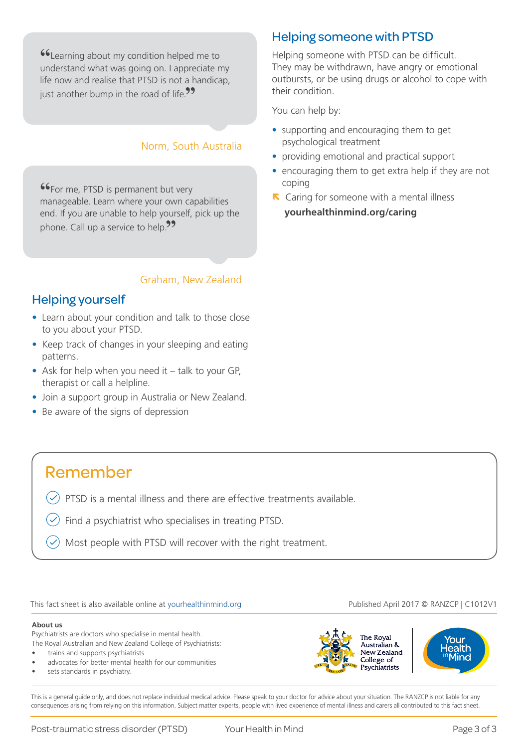“Learning about my condition helped me to understand what was going on. I appreciate my life now and realise that PTSD is not a handicap, just another bump in the road of life.”

Norm, South Australia

“For me, PTSD is permanent but very manageable. Learn where your own capabilities end. If you are unable to help yourself, pick up the phone. Call up a service to help.”

Graham, New Zealand

## Helping yourself

- Learn about your condition and talk to those close to you about your PTSD.
- Keep track of changes in your sleeping and eating patterns.
- Ask for help when you need it – talk to your GP, therapist or call a helpline.
- Join a support group in Australia or New Zealand.
- Be aware of the signs of depression

## Helping someone with PTSD

Helping someone with PTSD can be difficult. They may be withdrawn, have angry or emotional outbursts, or be using drugs or alcohol to cope with their condition.

You can help by:

- supporting and encouraging them to get psychological treatment
- providing emotional and practical support
- encouraging them to get extra help if they are not coping

Caring for someone with a mental illness **yourhealthinmind.org/caring**

## Remember

- PTSD is a mental illness and there are effective treatments available.
- Find a psychiatrist who specialises in treating PTSD.
- Most people with PTSD will recover with the right treatment.

This fact sheet is also available online at yourhealthinmind.org

Published April 2017 © RANZCP | C1012V1

**About us**

Psychiatrists are doctors who specialise in mental health.
The Royal Australian and New Zealand College of Psychiatrists:

- trains and supports psychiatrists
- advocates for better mental health for our communities
- sets standards in psychiatry.

The Royal Australian & New Zealand College of Psychiatrists

Your Health in Mind

This is a general guide only, and does not replace individual medical advice. Please speak to your doctor for advice about your situation. The RANZCP is not liable for any consequences arising from relying on this information. Subject matter experts, people with lived experience of mental illness and carers all contributed to this fact sheet.